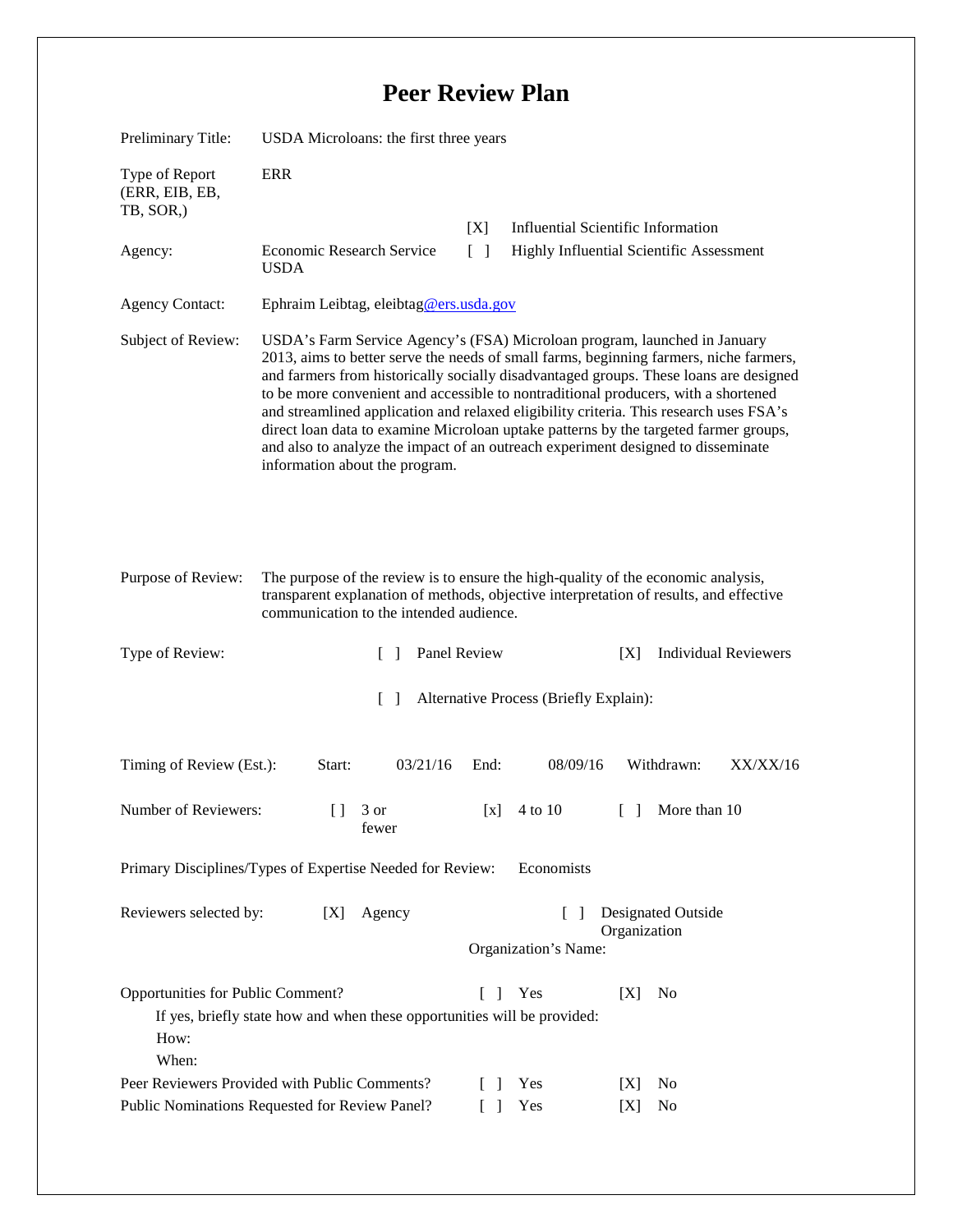# Peer Review Plan

| | |
|---|---|
| Preliminary Title: | USDA Microloans: the first three years |
| Type of Report (ERR, EIB, EB, TB, SOR,) | ERR |
| | [X] Influential Scientific Information |
| Agency: Economic Research Service USDA | [ ] Highly Influential Scientific Assessment |
| Agency Contact: | Ephraim Leibtag, eleibtag@ers.usda.gov |
| Subject of Review: | USDA's Farm Service Agency's (FSA) Microloan program, launched in January 2013, aims to better serve the needs of small farms, beginning farmers, niche farmers, and farmers from historically socially disadvantaged groups. These loans are designed to be more convenient and accessible to nontraditional producers, with a shortened and streamlined application and relaxed eligibility criteria. This research uses FSA's direct loan data to examine Microloan uptake patterns by the targeted farmer groups, and also to analyze the impact of an outreach experiment designed to disseminate information about the program. |
| Purpose of Review: | The purpose of the review is to ensure the high-quality of the economic analysis, transparent explanation of methods, objective interpretation of results, and effective communication to the intended audience. |

Type of Review: [ ] Panel Review [X] Individual Reviewers

[ ] Alternative Process (Briefly Explain):

Timing of Review (Est.): Start: 03/21/16 End: 08/09/16 Withdrawn: XX/XX/16

Number of Reviewers: [ ] 3 or fewer [x] 4 to 10 [ ] More than 10

Primary Disciplines/Types of Expertise Needed for Review: Economists

Reviewers selected by: [X] Agency [ ] Designated Outside Organization

Organization's Name:

Opportunities for Public Comment? [ ] Yes [X] No

If yes, briefly state how and when these opportunities will be provided:

How:

When:

Peer Reviewers Provided with Public Comments? [ ] Yes [X] No

Public Nominations Requested for Review Panel? [ ] Yes [X] No